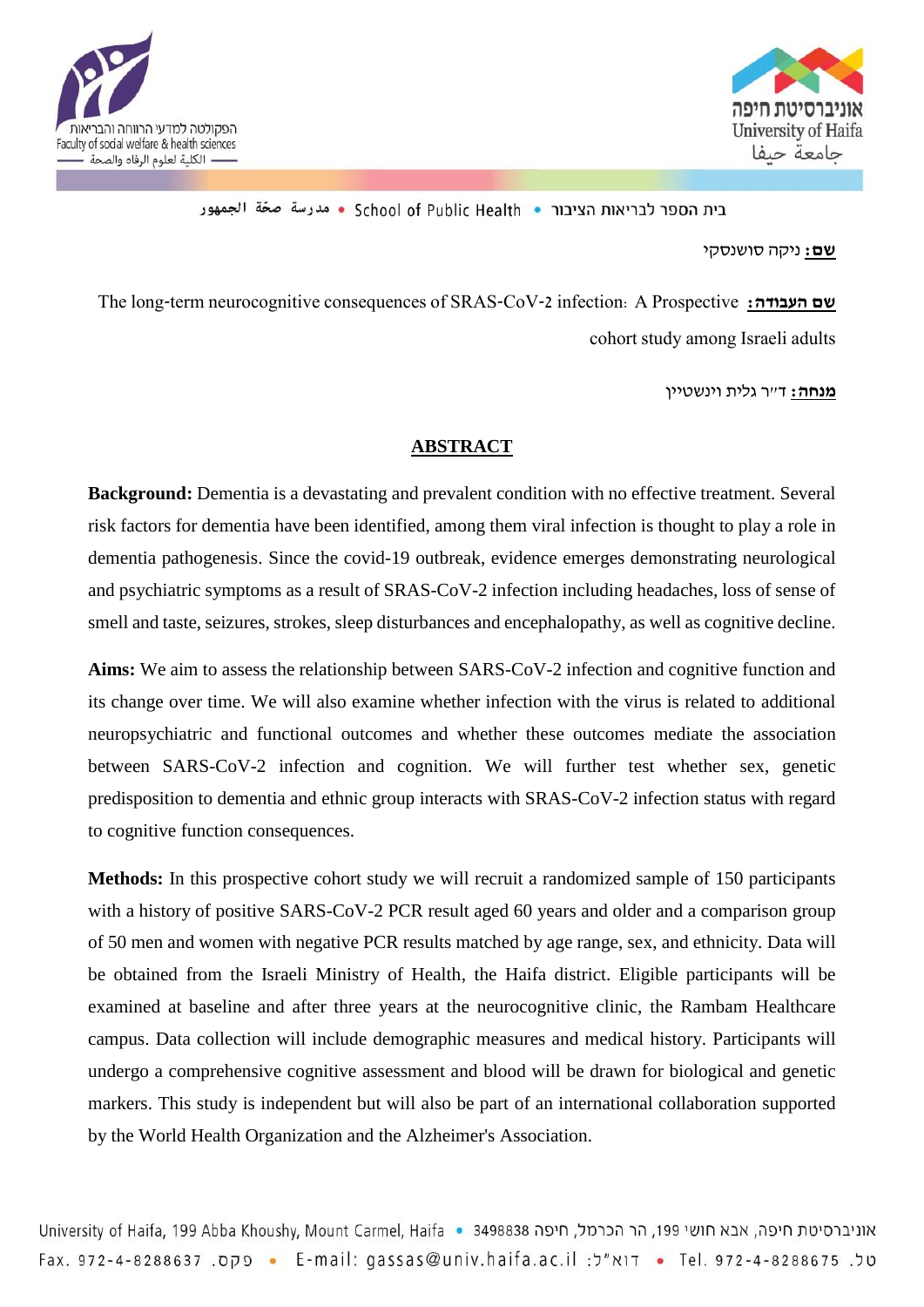בית הספר לבריאות הציבור • School of Public Health • مدرسة صحّة الجمهور

**שם:** ניקה סושנסקי

**שם העבודה:** The long-term neurocognitive consequences of SRAS-CoV-2 infection: A Prospective cohort study among Israeli adults

**מנחה:** ד"ר גלית וינשטיין

## ABSTRACT

**Background:** Dementia is a devastating and prevalent condition with no effective treatment. Several risk factors for dementia have been identified, among them viral infection is thought to play a role in dementia pathogenesis. Since the covid-19 outbreak, evidence emerges demonstrating neurological and psychiatric symptoms as a result of SRAS-CoV-2 infection including headaches, loss of sense of smell and taste, seizures, strokes, sleep disturbances and encephalopathy, as well as cognitive decline.

**Aims:** We aim to assess the relationship between SARS-CoV-2 infection and cognitive function and its change over time. We will also examine whether infection with the virus is related to additional neuropsychiatric and functional outcomes and whether these outcomes mediate the association between SARS-CoV-2 infection and cognition. We will further test whether sex, genetic predisposition to dementia and ethnic group interacts with SRAS-CoV-2 infection status with regard to cognitive function consequences.

**Methods:** In this prospective cohort study we will recruit a randomized sample of 150 participants with a history of positive SARS-CoV-2 PCR result aged 60 years and older and a comparison group of 50 men and women with negative PCR results matched by age range, sex, and ethnicity. Data will be obtained from the Israeli Ministry of Health, the Haifa district. Eligible participants will be examined at baseline and after three years at the neurocognitive clinic, the Rambam Healthcare campus. Data collection will include demographic measures and medical history. Participants will undergo a comprehensive cognitive assessment and blood will be drawn for biological and genetic markers. This study is independent but will also be part of an international collaboration supported by the World Health Organization and the Alzheimer's Association.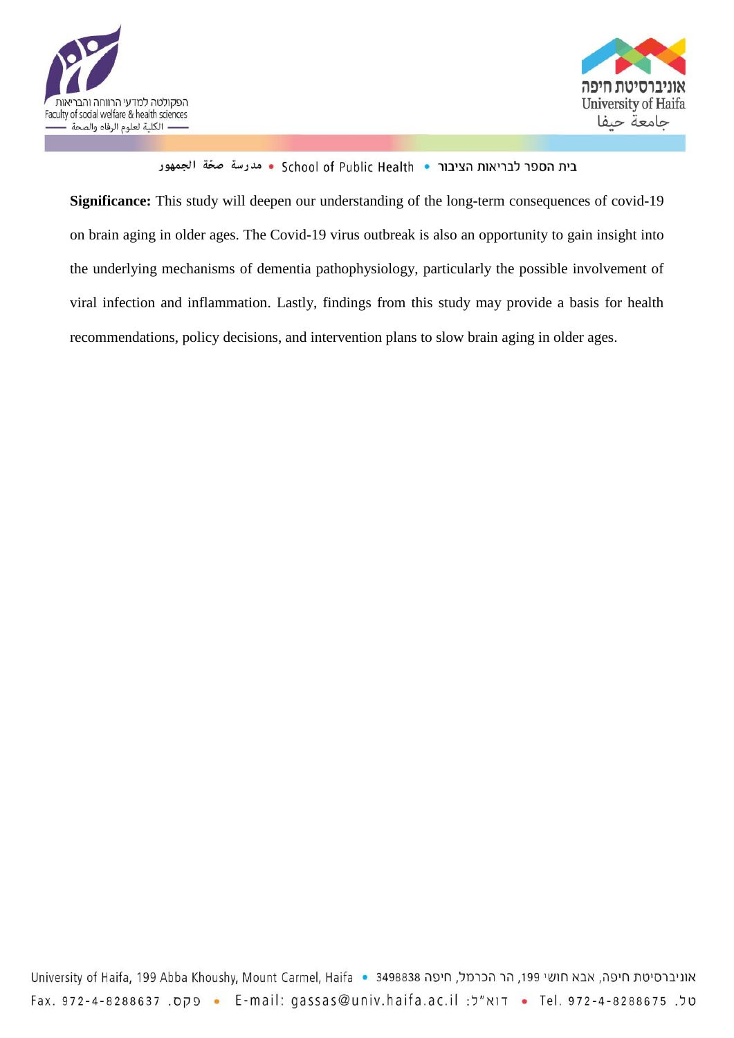**Significance:** This study will deepen our understanding of the long-term consequences of covid-19 on brain aging in older ages. The Covid-19 virus outbreak is also an opportunity to gain insight into the underlying mechanisms of dementia pathophysiology, particularly the possible involvement of viral infection and inflammation. Lastly, findings from this study may provide a basis for health recommendations, policy decisions, and intervention plans to slow brain aging in older ages.